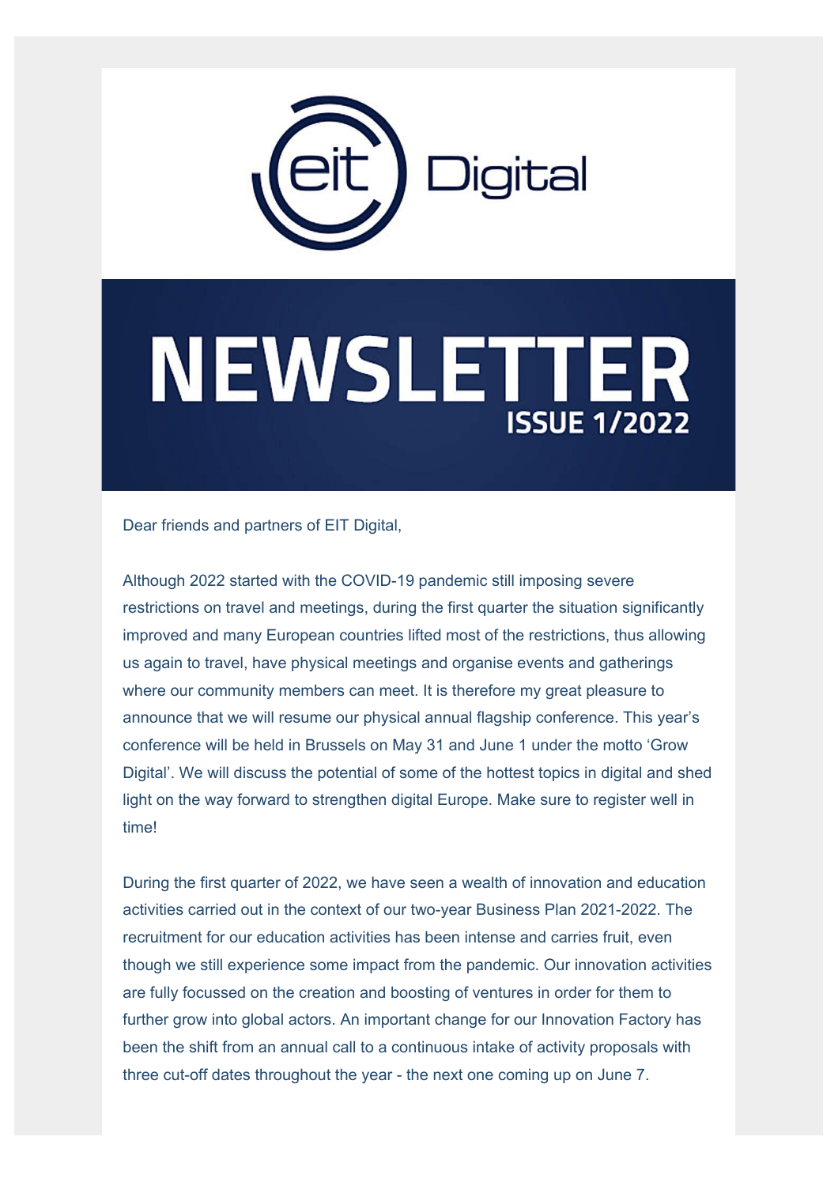# EIT Digital

# NEWSLETTER

**ISSUE 1/2022**

Dear friends and partners of EIT Digital,

Although 2022 started with the COVID-19 pandemic still imposing severe restrictions on travel and meetings, during the first quarter the situation significantly improved and many European countries lifted most of the restrictions, thus allowing us again to travel, have physical meetings and organise events and gatherings where our community members can meet. It is therefore my great pleasure to announce that we will resume our physical annual flagship conference. This year's conference will be held in Brussels on May 31 and June 1 under the motto 'Grow Digital'. We will discuss the potential of some of the hottest topics in digital and shed light on the way forward to strengthen digital Europe. Make sure to register well in time!

During the first quarter of 2022, we have seen a wealth of innovation and education activities carried out in the context of our two-year Business Plan 2021-2022. The recruitment for our education activities has been intense and carries fruit, even though we still experience some impact from the pandemic. Our innovation activities are fully focussed on the creation and boosting of ventures in order for them to further grow into global actors. An important change for our Innovation Factory has been the shift from an annual call to a continuous intake of activity proposals with three cut-off dates throughout the year - the next one coming up on June 7.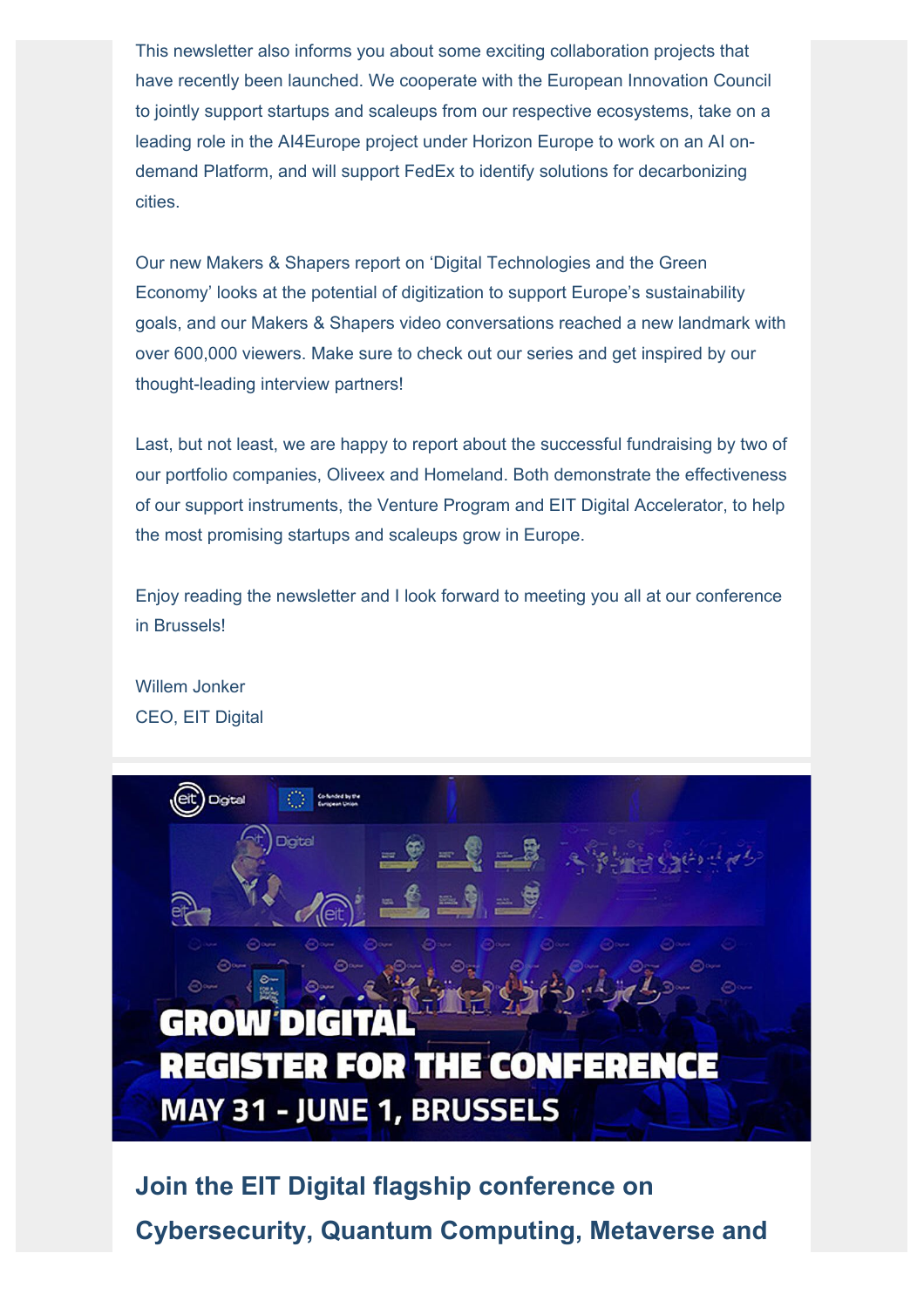This newsletter also informs you about some exciting collaboration projects that have recently been launched. We cooperate with the European Innovation Council to jointly support startups and scaleups from our respective ecosystems, take on a leading role in the AI4Europe project under Horizon Europe to work on an AI on-demand Platform, and will support FedEx to identify solutions for decarbonizing cities.

Our new Makers & Shapers report on 'Digital Technologies and the Green Economy' looks at the potential of digitization to support Europe's sustainability goals, and our Makers & Shapers video conversations reached a new landmark with over 600,000 viewers. Make sure to check out our series and get inspired by our thought-leading interview partners!

Last, but not least, we are happy to report about the successful fundraising by two of our portfolio companies, Oliveex and Homeland. Both demonstrate the effectiveness of our support instruments, the Venture Program and EIT Digital Accelerator, to help the most promising startups and scaleups grow in Europe.

Enjoy reading the newsletter and I look forward to meeting you all at our conference in Brussels!

Willem Jonker
CEO, EIT Digital

GROW DIGITAL
REGISTER FOR THE CONFERENCE
MAY 31 - JUNE 1, BRUSSELS

## Join the EIT Digital flagship conference on Cybersecurity, Quantum Computing, Metaverse and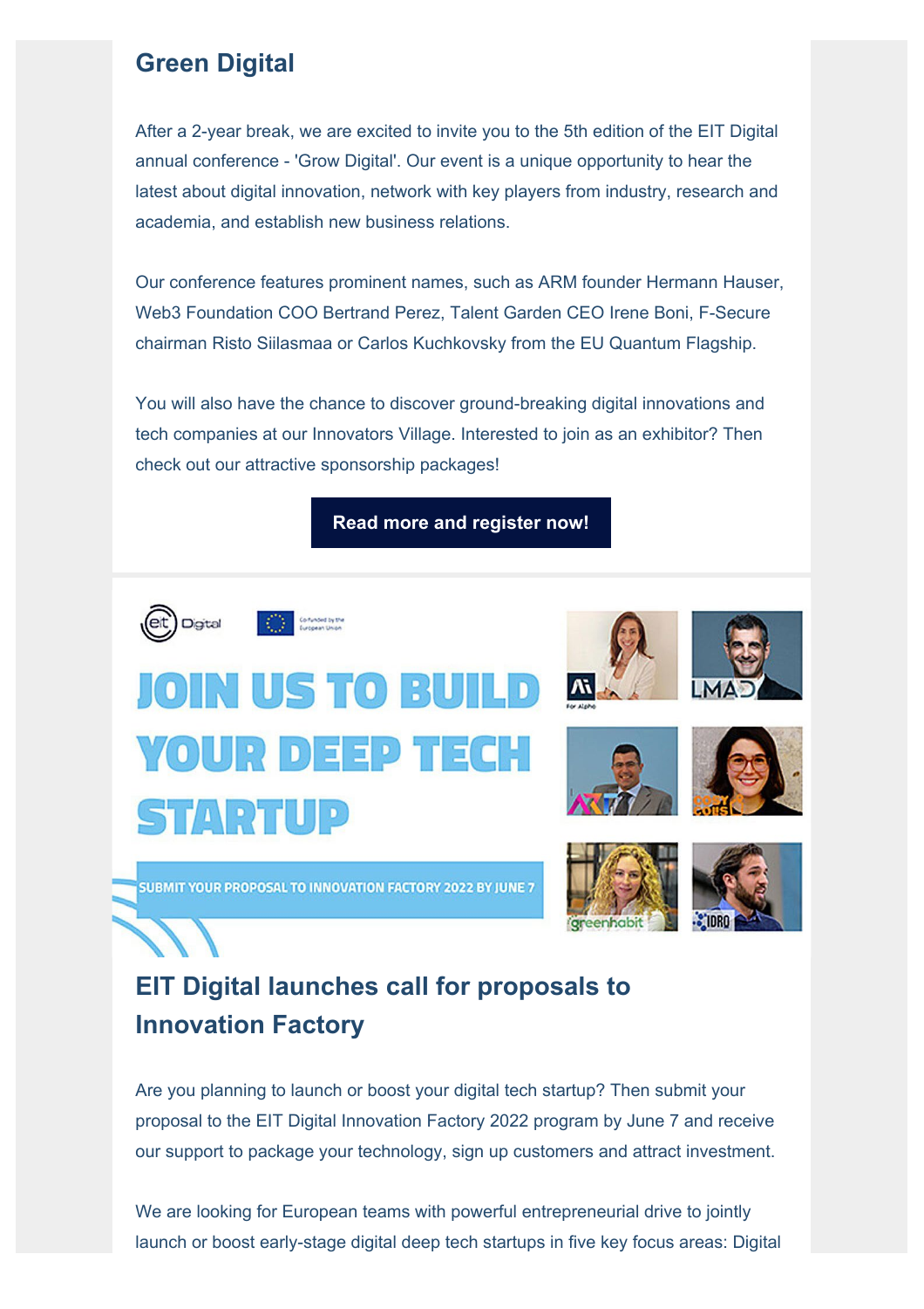## Green Digital

After a 2-year break, we are excited to invite you to the 5th edition of the EIT Digital annual conference - 'Grow Digital'. Our event is a unique opportunity to hear the latest about digital innovation, network with key players from industry, research and academia, and establish new business relations.

Our conference features prominent names, such as ARM founder Hermann Hauser, Web3 Foundation COO Bertrand Perez, Talent Garden CEO Irene Boni, F-Secure chairman Risto Siilasmaa or Carlos Kuchkovsky from the EU Quantum Flagship.

You will also have the chance to discover ground-breaking digital innovations and tech companies at our Innovators Village. Interested to join as an exhibitor? Then check out our attractive sponsorship packages!

**Read more and register now!**

## EIT Digital launches call for proposals to Innovation Factory

Are you planning to launch or boost your digital tech startup? Then submit your proposal to the EIT Digital Innovation Factory 2022 program by June 7 and receive our support to package your technology, sign up customers and attract investment.

We are looking for European teams with powerful entrepreneurial drive to jointly launch or boost early-stage digital deep tech startups in five key focus areas: Digital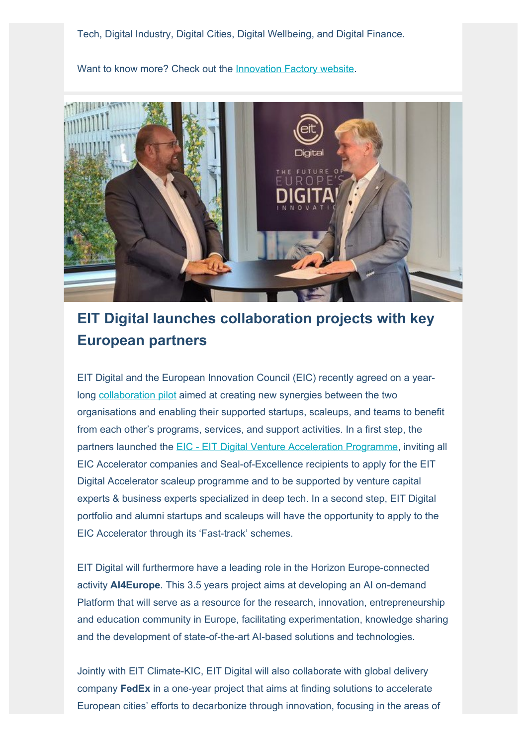Tech, Digital Industry, Digital Cities, Digital Wellbeing, and Digital Finance.

Want to know more? Check out the Innovation Factory website.

## EIT Digital launches collaboration projects with key European partners

EIT Digital and the European Innovation Council (EIC) recently agreed on a year-long collaboration pilot aimed at creating new synergies between the two organisations and enabling their supported startups, scaleups, and teams to benefit from each other's programs, services, and support activities. In a first step, the partners launched the EIC - EIT Digital Venture Acceleration Programme, inviting all EIC Accelerator companies and Seal-of-Excellence recipients to apply for the EIT Digital Accelerator scaleup programme and to be supported by venture capital experts & business experts specialized in deep tech. In a second step, EIT Digital portfolio and alumni startups and scaleups will have the opportunity to apply to the EIC Accelerator through its 'Fast-track' schemes.

EIT Digital will furthermore have a leading role in the Horizon Europe-connected activity **AI4Europe**. This 3.5 years project aims at developing an AI on-demand Platform that will serve as a resource for the research, innovation, entrepreneurship and education community in Europe, facilitating experimentation, knowledge sharing and the development of state-of-the-art AI-based solutions and technologies.

Jointly with EIT Climate-KIC, EIT Digital will also collaborate with global delivery company **FedEx** in a one-year project that aims at finding solutions to accelerate European cities' efforts to decarbonize through innovation, focusing in the areas of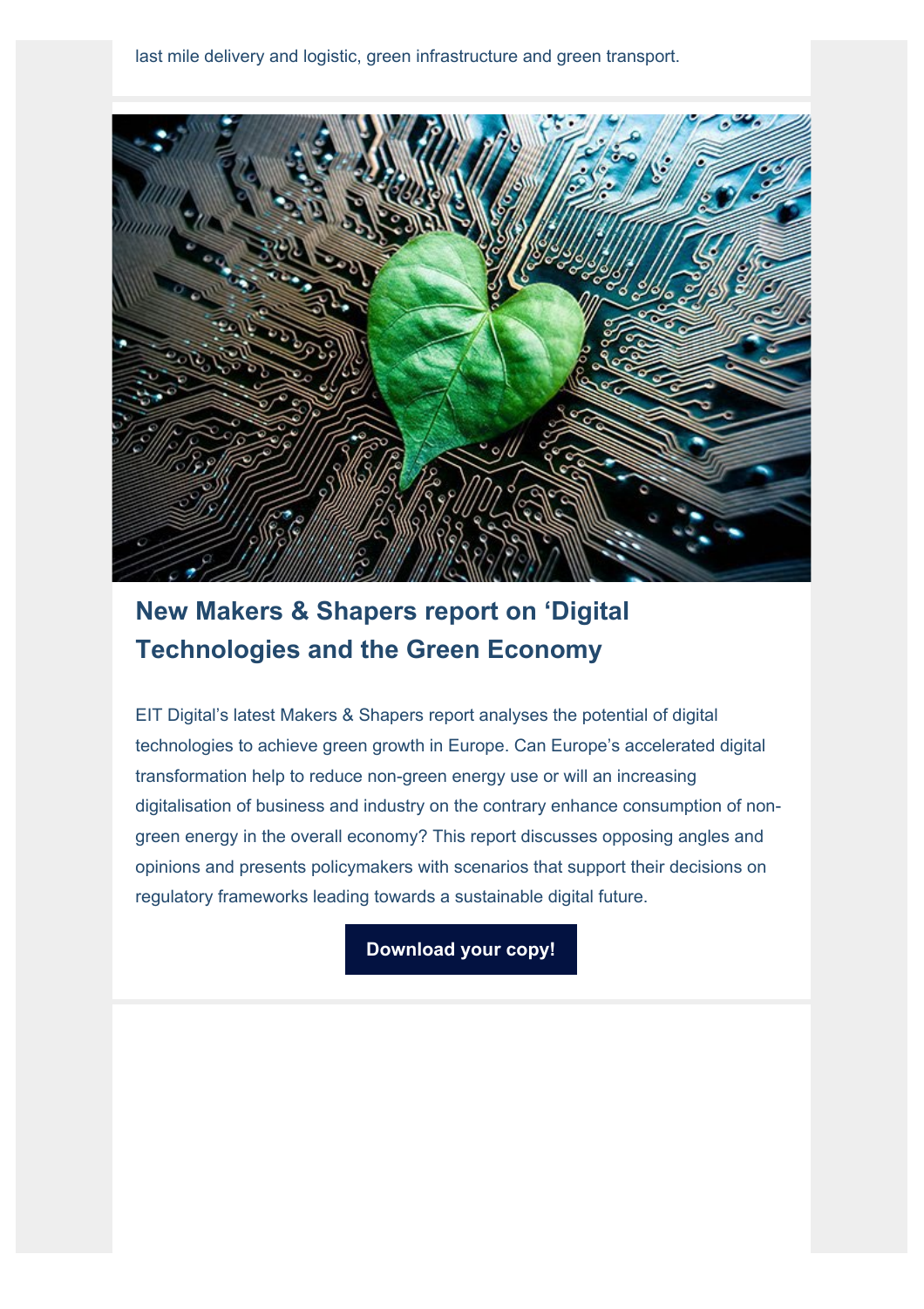last mile delivery and logistic, green infrastructure and green transport.

## New Makers & Shapers report on ‘Digital Technologies and the Green Economy

EIT Digital’s latest Makers & Shapers report analyses the potential of digital technologies to achieve green growth in Europe. Can Europe’s accelerated digital transformation help to reduce non-green energy use or will an increasing digitalisation of business and industry on the contrary enhance consumption of non-green energy in the overall economy? This report discusses opposing angles and opinions and presents policymakers with scenarios that support their decisions on regulatory frameworks leading towards a sustainable digital future.

**Download your copy!**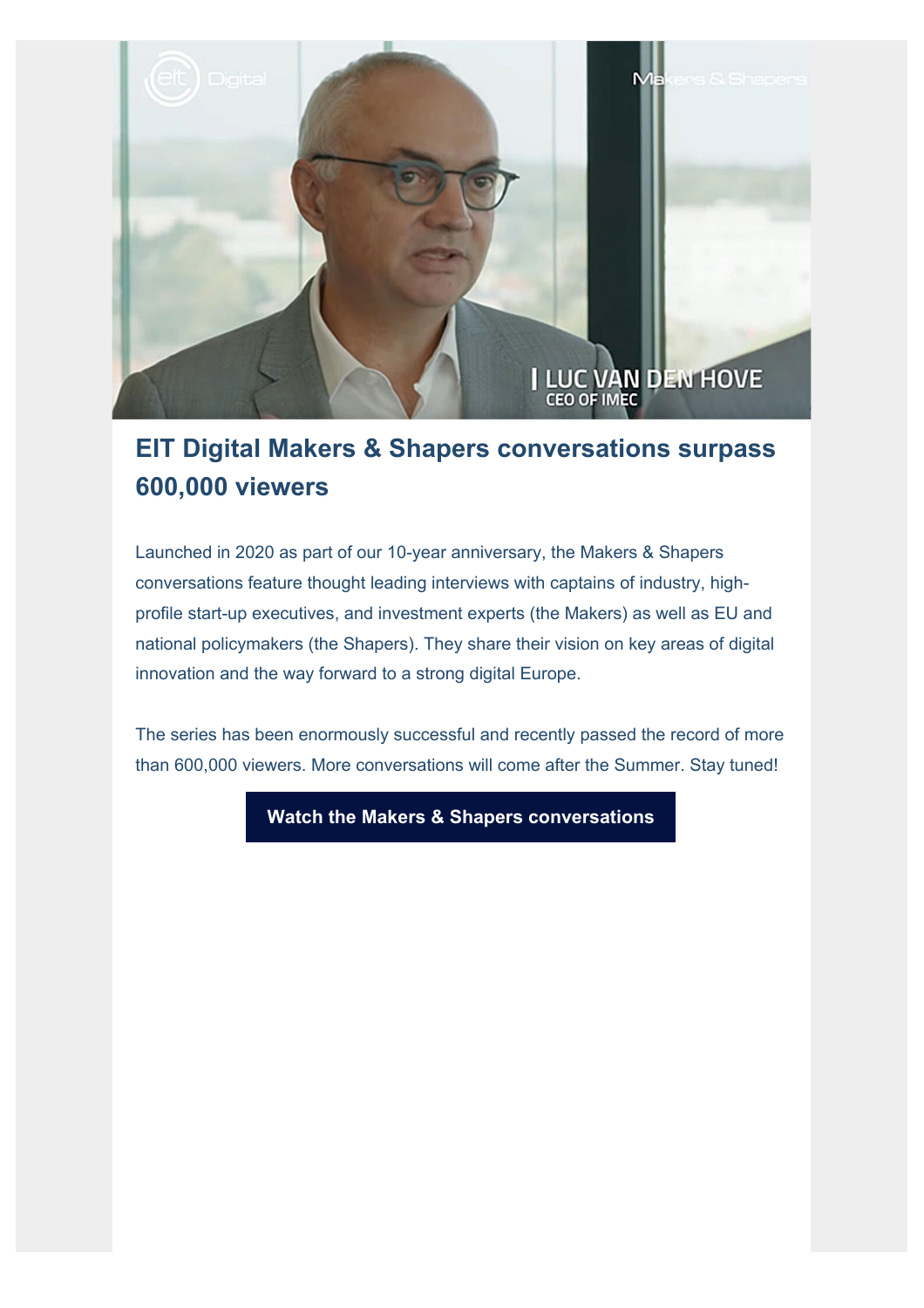## EIT Digital Makers & Shapers conversations surpass 600,000 viewers

Launched in 2020 as part of our 10-year anniversary, the Makers & Shapers conversations feature thought leading interviews with captains of industry, high-profile start-up executives, and investment experts (the Makers) as well as EU and national policymakers (the Shapers). They share their vision on key areas of digital innovation and the way forward to a strong digital Europe.

The series has been enormously successful and recently passed the record of more than 600,000 viewers. More conversations will come after the Summer. Stay tuned!

**Watch the Makers & Shapers conversations**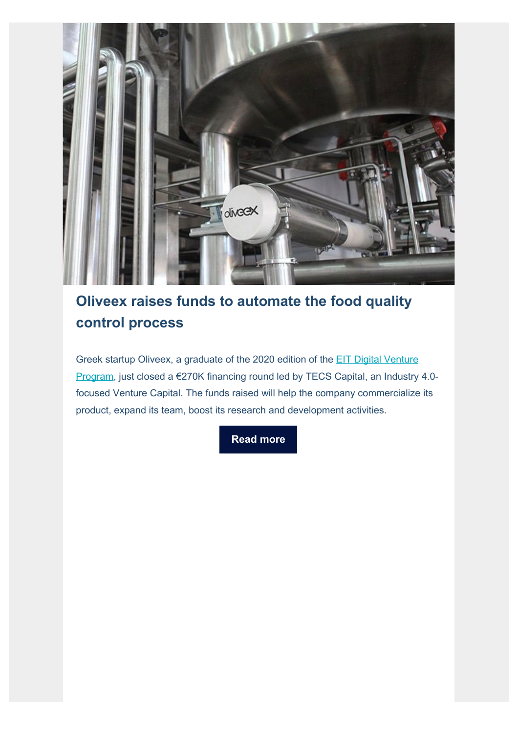## Oliveex raises funds to automate the food quality control process

Greek startup Oliveex, a graduate of the 2020 edition of the [EIT Digital Venture Program](), just closed a €270K financing round led by TECS Capital, an Industry 4.0-focused Venture Capital. The funds raised will help the company commercialize its product, expand its team, boost its research and development activities.

**Read more**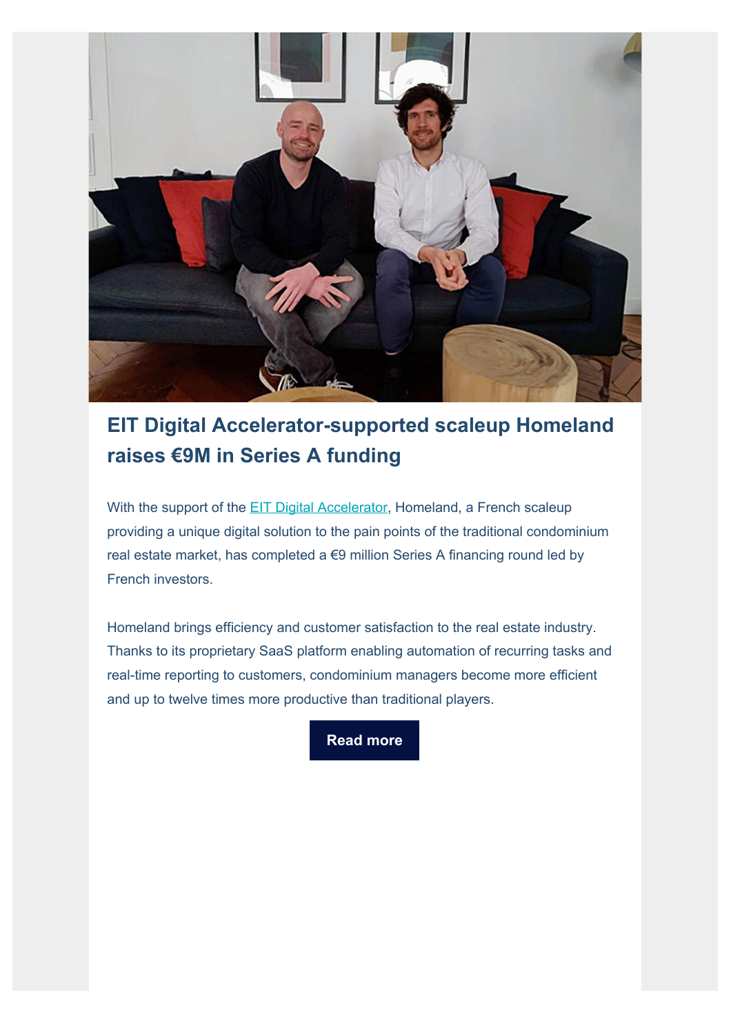## EIT Digital Accelerator-supported scaleup Homeland raises €9M in Series A funding

With the support of the EIT Digital Accelerator, Homeland, a French scaleup providing a unique digital solution to the pain points of the traditional condominium real estate market, has completed a €9 million Series A financing round led by French investors.

Homeland brings efficiency and customer satisfaction to the real estate industry. Thanks to its proprietary SaaS platform enabling automation of recurring tasks and real-time reporting to customers, condominium managers become more efficient and up to twelve times more productive than traditional players.

**Read more**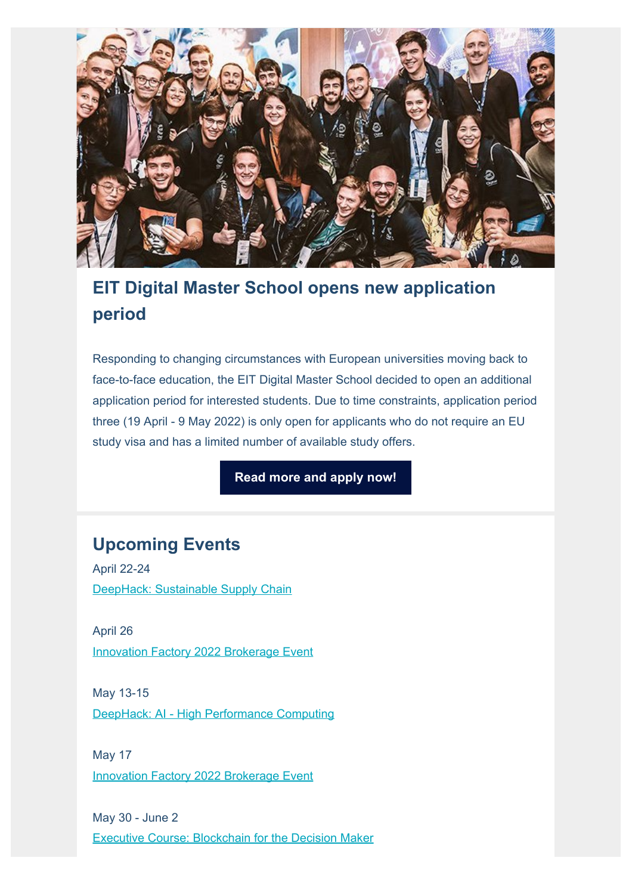## EIT Digital Master School opens new application period

Responding to changing circumstances with European universities moving back to face-to-face education, the EIT Digital Master School decided to open an additional application period for interested students. Due to time constraints, application period three (19 April - 9 May 2022) is only open for applicants who do not require an EU study visa and has a limited number of available study offers.

**Read more and apply now!**

## Upcoming Events

April 22-24
DeepHack: Sustainable Supply Chain

April 26
Innovation Factory 2022 Brokerage Event

May 13-15
DeepHack: AI - High Performance Computing

May 17
Innovation Factory 2022 Brokerage Event

May 30 - June 2
Executive Course: Blockchain for the Decision Maker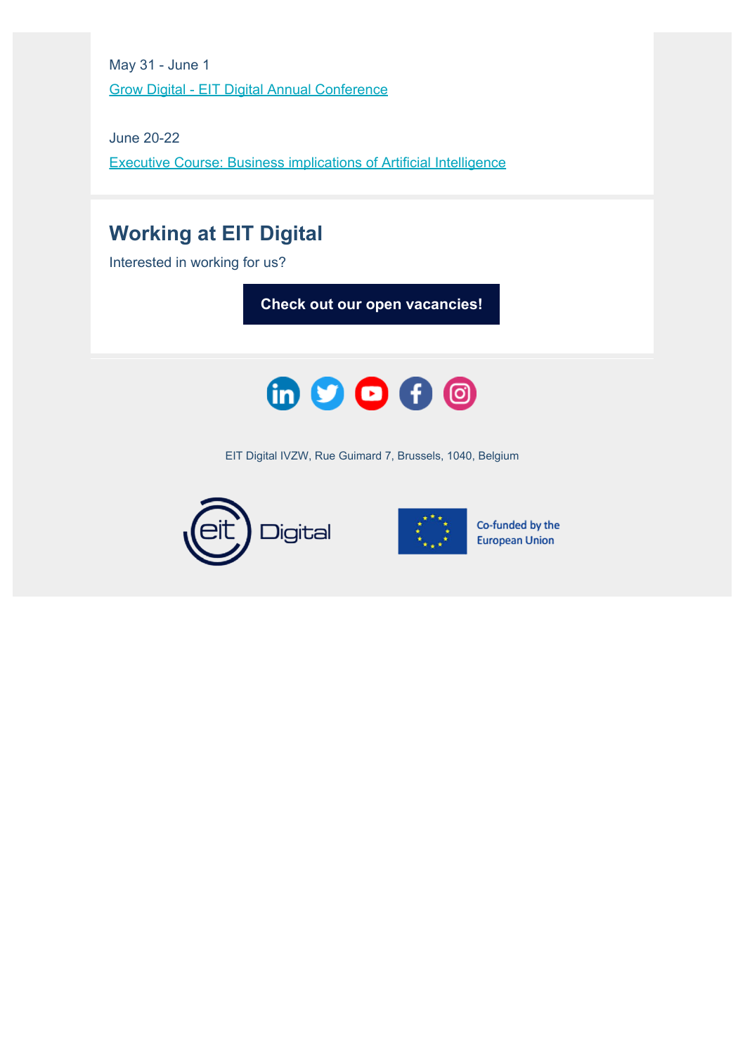May 31 - June 1

Grow Digital - EIT Digital Annual Conference

June 20-22

Executive Course: Business implications of Artificial Intelligence

## Working at EIT Digital

Interested in working for us?

**Check out our open vacancies!**

EIT Digital IVZW, Rue Guimard 7, Brussels, 1040, Belgium

Co-funded by the European Union